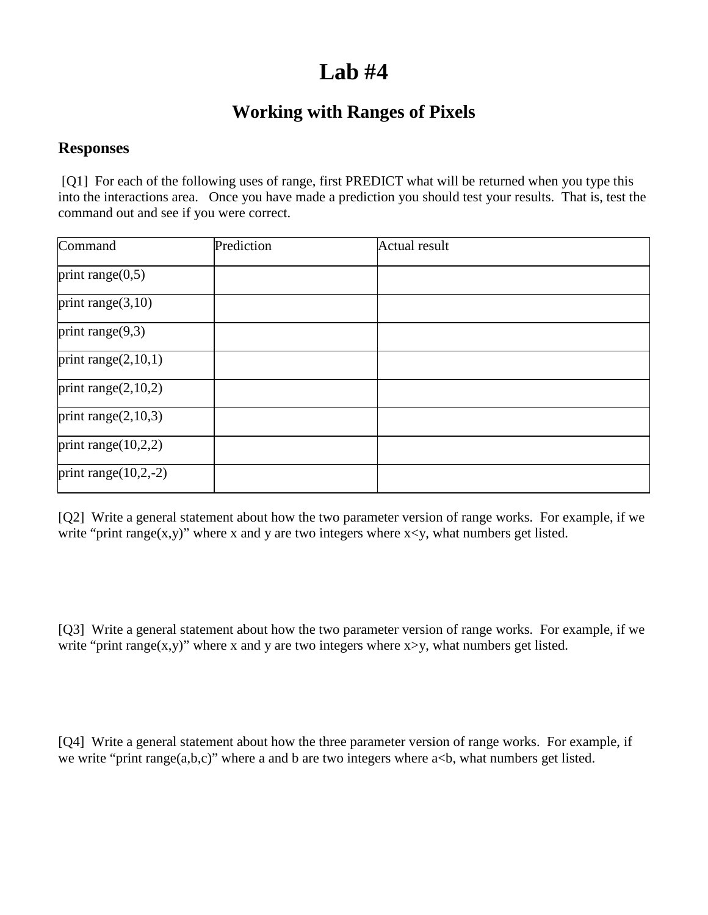# Lab #4

## Working with Ranges of Pixels

### Responses

[Q1] For each of the following uses of range, first PREDICT what will be returned when you type this into the interactions area. Once you have made a prediction you should test your results. That is, test the command out and see if you were correct.

| Command | Prediction | Actual result |
|---|---|---|
| print range(0,5) | | |
| print range(3,10) | | |
| print range(9,3) | | |
| print range(2,10,1) | | |
| print range(2,10,2) | | |
| print range(2,10,3) | | |
| print range(10,2,2) | | |
| print range(10,2,-2) | | |

[Q2] Write a general statement about how the two parameter version of range works. For example, if we write "print range(x,y)" where x and y are two integers where x<y, what numbers get listed.

[Q3] Write a general statement about how the two parameter version of range works. For example, if we write "print range(x,y)" where x and y are two integers where x>y, what numbers get listed.

[Q4] Write a general statement about how the three parameter version of range works. For example, if we write "print range(a,b,c)" where a and b are two integers where a<b, what numbers get listed.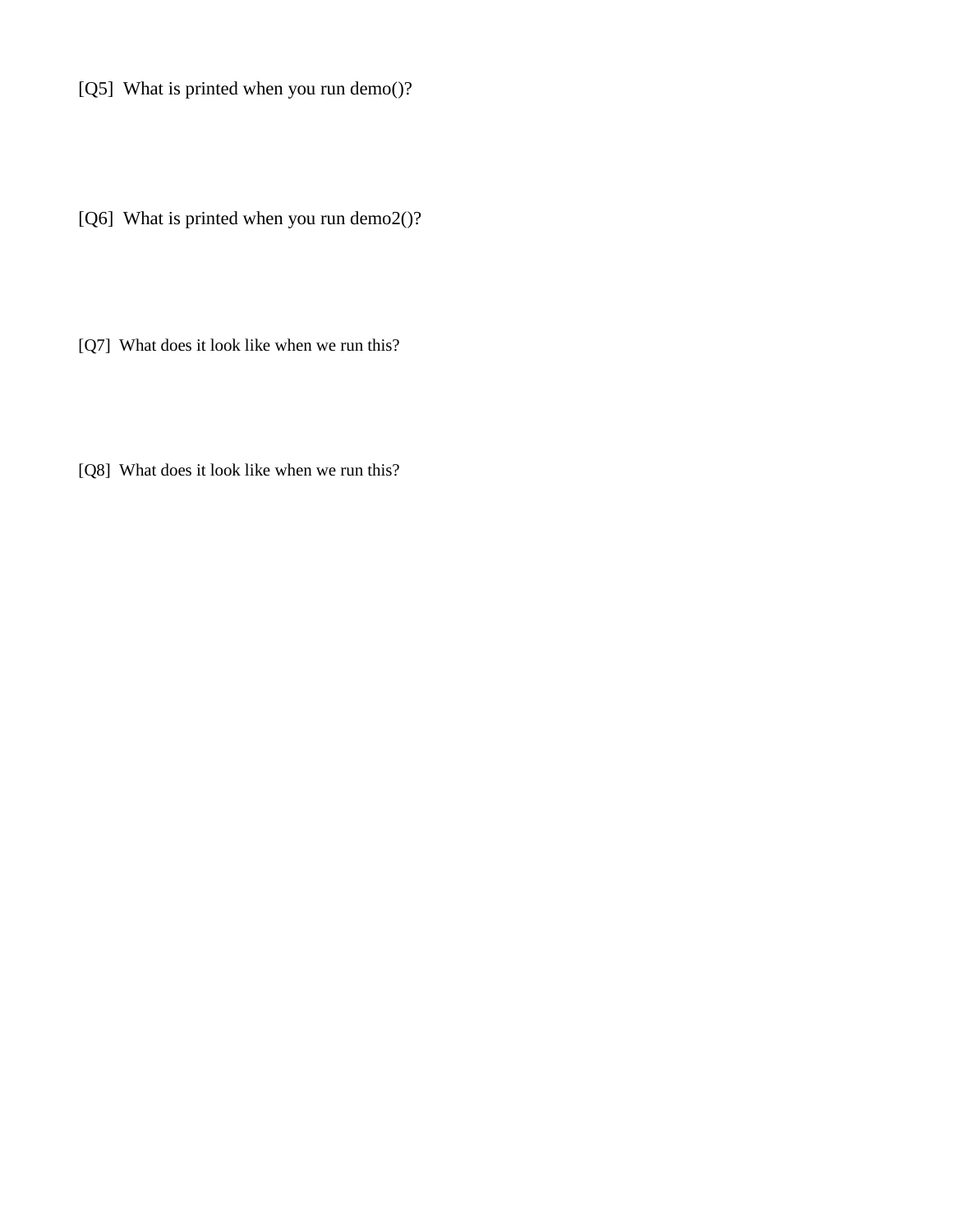[Q5]  What is printed when you run demo()?

[Q6]  What is printed when you run demo2()?

[Q7]  What does it look like when we run this?

[Q8]  What does it look like when we run this?